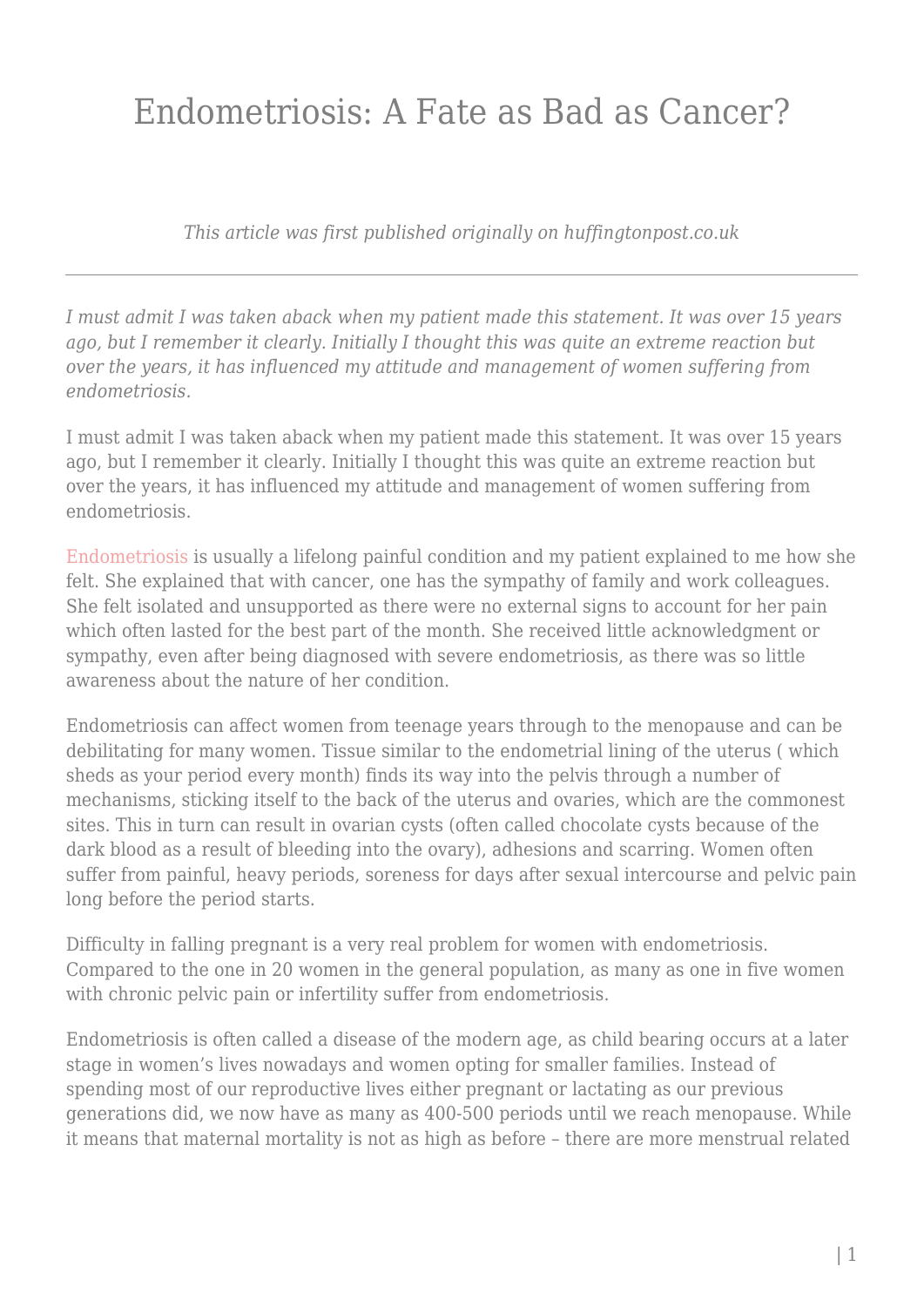# Endometriosis: A Fate as Bad as Cancer?

*This article was first published originally on huffingtonpost.co.uk*

---

*I must admit I was taken aback when my patient made this statement. It was over 15 years ago, but I remember it clearly. Initially I thought this was quite an extreme reaction but over the years, it has influenced my attitude and management of women suffering from endometriosis.*

I must admit I was taken aback when my patient made this statement. It was over 15 years ago, but I remember it clearly. Initially I thought this was quite an extreme reaction but over the years, it has influenced my attitude and management of women suffering from endometriosis.

Endometriosis is usually a lifelong painful condition and my patient explained to me how she felt. She explained that with cancer, one has the sympathy of family and work colleagues. She felt isolated and unsupported as there were no external signs to account for her pain which often lasted for the best part of the month. She received little acknowledgment or sympathy, even after being diagnosed with severe endometriosis, as there was so little awareness about the nature of her condition.

Endometriosis can affect women from teenage years through to the menopause and can be debilitating for many women. Tissue similar to the endometrial lining of the uterus ( which sheds as your period every month) finds its way into the pelvis through a number of mechanisms, sticking itself to the back of the uterus and ovaries, which are the commonest sites. This in turn can result in ovarian cysts (often called chocolate cysts because of the dark blood as a result of bleeding into the ovary), adhesions and scarring. Women often suffer from painful, heavy periods, soreness for days after sexual intercourse and pelvic pain long before the period starts.

Difficulty in falling pregnant is a very real problem for women with endometriosis. Compared to the one in 20 women in the general population, as many as one in five women with chronic pelvic pain or infertility suffer from endometriosis.

Endometriosis is often called a disease of the modern age, as child bearing occurs at a later stage in women's lives nowadays and women opting for smaller families. Instead of spending most of our reproductive lives either pregnant or lactating as our previous generations did, we now have as many as 400-500 periods until we reach menopause. While it means that maternal mortality is not as high as before – there are more menstrual related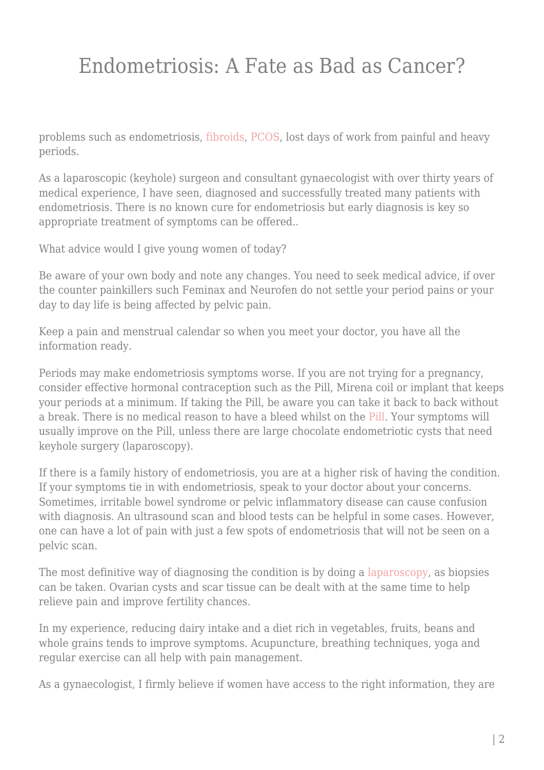problems such as endometriosis, fibroids, PCOS, lost days of work from painful and heavy periods.

As a laparoscopic (keyhole) surgeon and consultant gynaecologist with over thirty years of medical experience, I have seen, diagnosed and successfully treated many patients with endometriosis. There is no known cure for endometriosis but early diagnosis is key so appropriate treatment of symptoms can be offered..

What advice would I give young women of today?

Be aware of your own body and note any changes. You need to seek medical advice, if over the counter painkillers such Feminax and Neurofen do not settle your period pains or your day to day life is being affected by pelvic pain.

Keep a pain and menstrual calendar so when you meet your doctor, you have all the information ready.

Periods may make endometriosis symptoms worse. If you are not trying for a pregnancy, consider effective hormonal contraception such as the Pill, Mirena coil or implant that keeps your periods at a minimum. If taking the Pill, be aware you can take it back to back without a break. There is no medical reason to have a bleed whilst on the Pill. Your symptoms will usually improve on the Pill, unless there are large chocolate endometriotic cysts that need keyhole surgery (laparoscopy).

If there is a family history of endometriosis, you are at a higher risk of having the condition. If your symptoms tie in with endometriosis, speak to your doctor about your concerns. Sometimes, irritable bowel syndrome or pelvic inflammatory disease can cause confusion with diagnosis. An ultrasound scan and blood tests can be helpful in some cases. However, one can have a lot of pain with just a few spots of endometriosis that will not be seen on a pelvic scan.

The most definitive way of diagnosing the condition is by doing a laparoscopy, as biopsies can be taken. Ovarian cysts and scar tissue can be dealt with at the same time to help relieve pain and improve fertility chances.

In my experience, reducing dairy intake and a diet rich in vegetables, fruits, beans and whole grains tends to improve symptoms. Acupuncture, breathing techniques, yoga and regular exercise can all help with pain management.

As a gynaecologist, I firmly believe if women have access to the right information, they are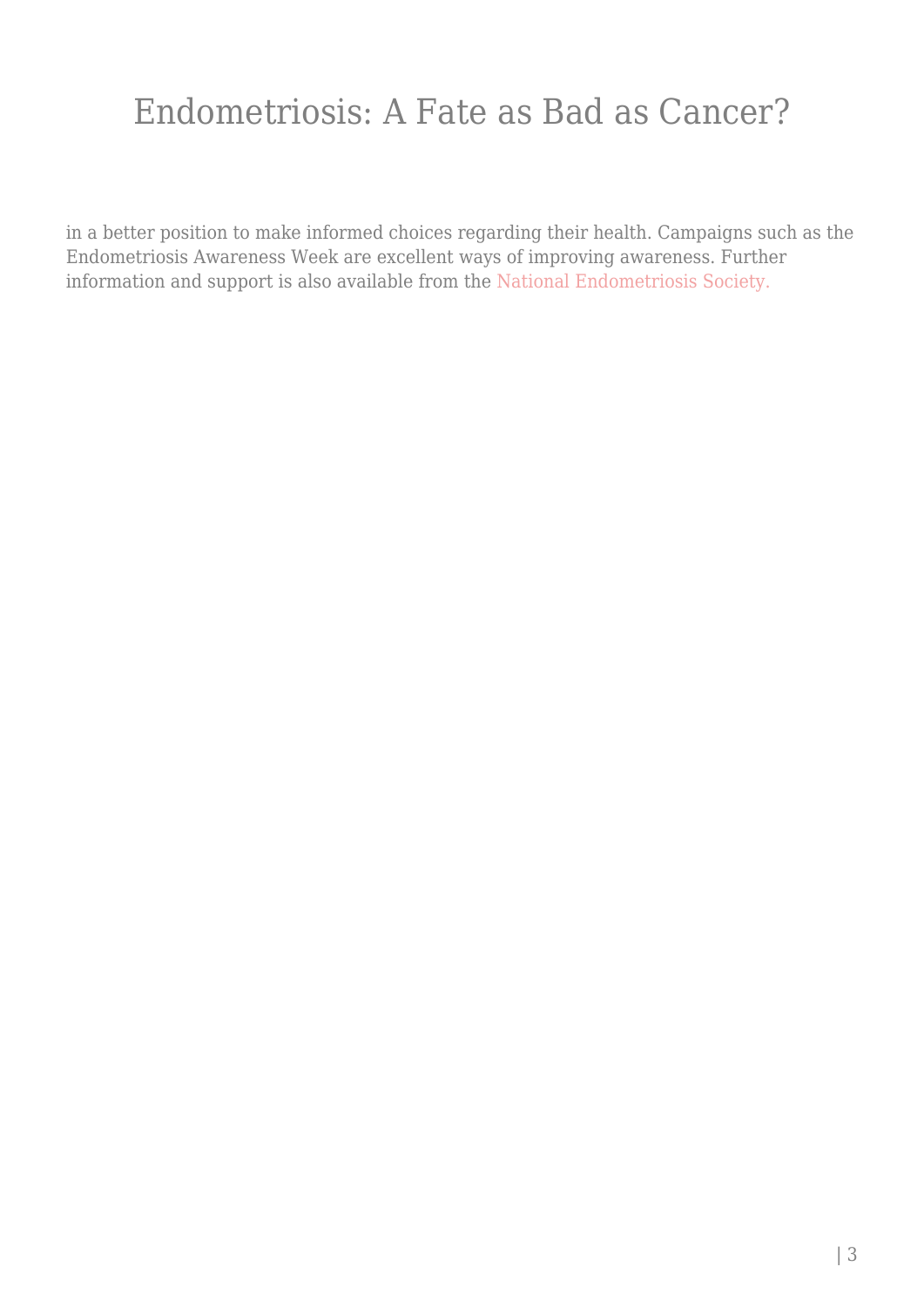in a better position to make informed choices regarding their health. Campaigns such as the Endometriosis Awareness Week are excellent ways of improving awareness. Further information and support is also available from the National Endometriosis Society.